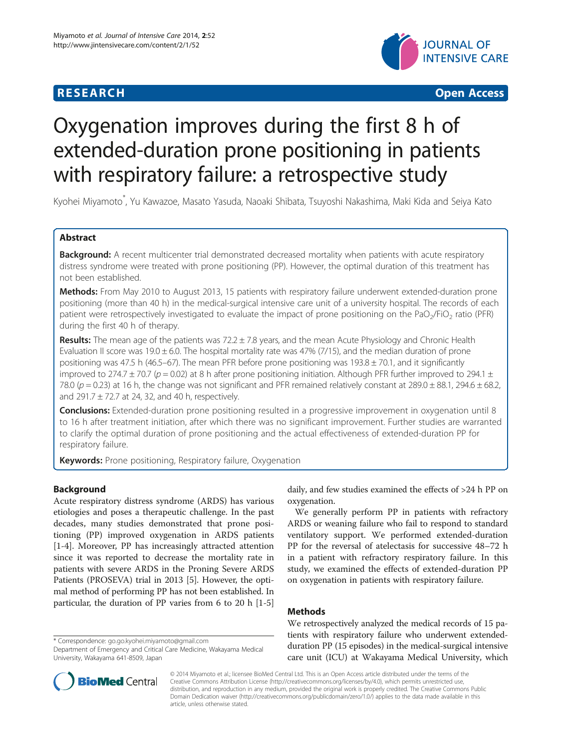**RESEARCH** **Open Access**

# Oxygenation improves during the first 8 h of extended-duration prone positioning in patients with respiratory failure: a retrospective study

Kyohei Miyamoto*, Yu Kawazoe, Masato Yasuda, Naoaki Shibata, Tsuyoshi Nakashima, Maki Kida and Seiya Kato

## Abstract

**Background:** A recent multicenter trial demonstrated decreased mortality when patients with acute respiratory distress syndrome were treated with prone positioning (PP). However, the optimal duration of this treatment has not been established.

**Methods:** From May 2010 to August 2013, 15 patients with respiratory failure underwent extended-duration prone positioning (more than 40 h) in the medical-surgical intensive care unit of a university hospital. The records of each patient were retrospectively investigated to evaluate the impact of prone positioning on the $PaO_2/FiO_2$ ratio (PFR) during the first 40 h of therapy.

**Results:** The mean age of the patients was 72.2 ± 7.8 years, and the mean Acute Physiology and Chronic Health Evaluation II score was 19.0 ± 6.0. The hospital mortality rate was 47% (7/15), and the median duration of prone positioning was 47.5 h (46.5–67). The mean PFR before prone positioning was 193.8 ± 70.1, and it significantly improved to 274.7 ± 70.7 ($p = 0.02$) at 8 h after prone positioning initiation. Although PFR further improved to 294.1 ± 78.0 ($p = 0.23$) at 16 h, the change was not significant and PFR remained relatively constant at 289.0 ± 88.1, 294.6 ± 68.2, and 291.7 ± 72.7 at 24, 32, and 40 h, respectively.

**Conclusions:** Extended-duration prone positioning resulted in a progressive improvement in oxygenation until 8 to 16 h after treatment initiation, after which there was no significant improvement. Further studies are warranted to clarify the optimal duration of prone positioning and the actual effectiveness of extended-duration PP for respiratory failure.

**Keywords:** Prone positioning, Respiratory failure, Oxygenation

## Background

Acute respiratory distress syndrome (ARDS) has various etiologies and poses a therapeutic challenge. In the past decades, many studies demonstrated that prone positioning (PP) improved oxygenation in ARDS patients [1-4]. Moreover, PP has increasingly attracted attention since it was reported to decrease the mortality rate in patients with severe ARDS in the Proning Severe ARDS Patients (PROSEVA) trial in 2013 [5]. However, the optimal method of performing PP has not been established. In particular, the duration of PP varies from 6 to 20 h [1-5] daily, and few studies examined the effects of >24 h PP on oxygenation.

We generally perform PP in patients with refractory ARDS or weaning failure who fail to respond to standard ventilatory support. We performed extended-duration PP for the reversal of atelectasis for successive 48–72 h in a patient with refractory respiratory failure. In this study, we examined the effects of extended-duration PP on oxygenation in patients with respiratory failure.

## Methods

We retrospectively analyzed the medical records of 15 patients with respiratory failure who underwent extended-duration PP (15 episodes) in the medical-surgical intensive care unit (ICU) at Wakayama Medical University, which

\* Correspondence: go.go.kyohei.miyamoto@gmail.com
Department of Emergency and Critical Care Medicine, Wakayama Medical University, Wakayama 641-8509, Japan

© 2014 Miyamoto et al.; licensee BioMed Central Ltd. This is an Open Access article distributed under the terms of the Creative Commons Attribution License (http://creativecommons.org/licenses/by/4.0), which permits unrestricted use, distribution, and reproduction in any medium, provided the original work is properly credited. The Creative Commons Public Domain Dedication waiver (http://creativecommons.org/publicdomain/zero/1.0/) applies to the data made available in this article, unless otherwise stated.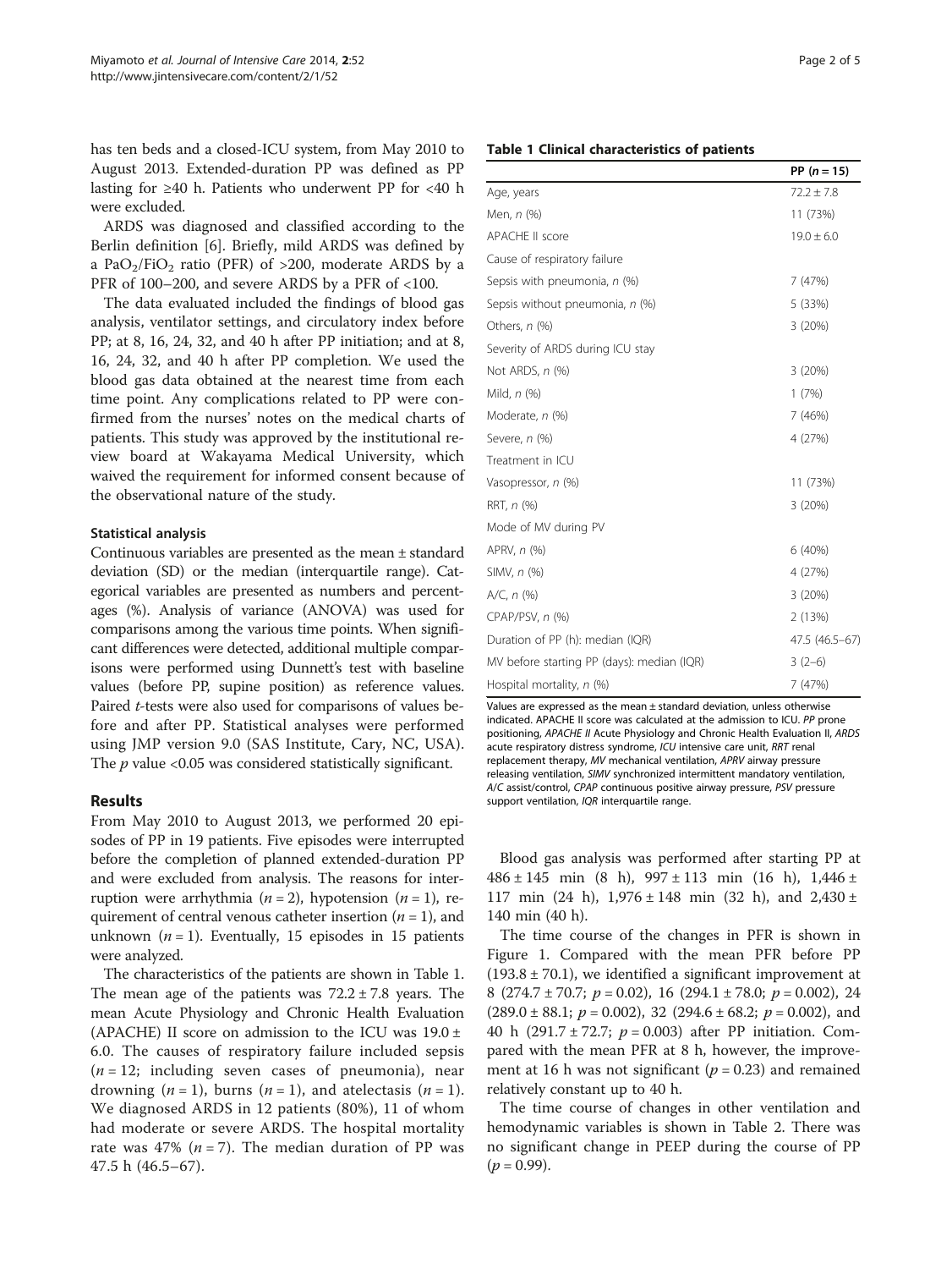has ten beds and a closed-ICU system, from May 2010 to August 2013. Extended-duration PP was defined as PP lasting for ≥40 h. Patients who underwent PP for <40 h were excluded.

ARDS was diagnosed and classified according to the Berlin definition [6]. Briefly, mild ARDS was defined by a $PaO_2/FiO_2$ ratio (PFR) of >200, moderate ARDS by a PFR of 100–200, and severe ARDS by a PFR of <100.

The data evaluated included the findings of blood gas analysis, ventilator settings, and circulatory index before PP; at 8, 16, 24, 32, and 40 h after PP initiation; and at 8, 16, 24, 32, and 40 h after PP completion. We used the blood gas data obtained at the nearest time from each time point. Any complications related to PP were confirmed from the nurses' notes on the medical charts of patients. This study was approved by the institutional review board at Wakayama Medical University, which waived the requirement for informed consent because of the observational nature of the study.

### Statistical analysis

Continuous variables are presented as the mean ± standard deviation (SD) or the median (interquartile range). Categorical variables are presented as numbers and percentages (%). Analysis of variance (ANOVA) was used for comparisons among the various time points. When significant differences were detected, additional multiple comparisons were performed using Dunnett's test with baseline values (before PP, supine position) as reference values. Paired *t*-tests were also used for comparisons of values before and after PP. Statistical analyses were performed using JMP version 9.0 (SAS Institute, Cary, NC, USA). The $p$ value <0.05 was considered statistically significant.

## Results

From May 2010 to August 2013, we performed 20 episodes of PP in 19 patients. Five episodes were interrupted before the completion of planned extended-duration PP and were excluded from analysis. The reasons for interruption were arrhythmia ($n = 2$), hypotension ($n = 1$), requirement of central venous catheter insertion ($n = 1$), and unknown ($n = 1$). Eventually, 15 episodes in 15 patients were analyzed.

The characteristics of the patients are shown in Table 1. The mean age of the patients was 72.2 ± 7.8 years. The mean Acute Physiology and Chronic Health Evaluation (APACHE) II score on admission to the ICU was 19.0 ± 6.0. The causes of respiratory failure included sepsis ($n = 12$; including seven cases of pneumonia), near drowning ($n = 1$), burns ($n = 1$), and atelectasis ($n = 1$). We diagnosed ARDS in 12 patients (80%), 11 of whom had moderate or severe ARDS. The hospital mortality rate was 47% ($n = 7$). The median duration of PP was 47.5 h (46.5–67).

**Table 1 Clinical characteristics of patients**

| | PP ($n = 15$) |
|---|---|
| Age, years | 72.2 ± 7.8 |
| Men, *n* (%) | 11 (73%) |
| APACHE II score | 19.0 ± 6.0 |
| Cause of respiratory failure | |
| Sepsis with pneumonia, *n* (%) | 7 (47%) |
| Sepsis without pneumonia, *n* (%) | 5 (33%) |
| Others, *n* (%) | 3 (20%) |
| Severity of ARDS during ICU stay | |
| Not ARDS, *n* (%) | 3 (20%) |
| Mild, *n* (%) | 1 (7%) |
| Moderate, *n* (%) | 7 (46%) |
| Severe, *n* (%) | 4 (27%) |
| Treatment in ICU | |
| Vasopressor, *n* (%) | 11 (73%) |
| RRT, *n* (%) | 3 (20%) |
| Mode of MV during PV | |
| APRV, *n* (%) | 6 (40%) |
| SIMV, *n* (%) | 4 (27%) |
| A/C, *n* (%) | 3 (20%) |
| CPAP/PSV, *n* (%) | 2 (13%) |
| Duration of PP (h): median (IQR) | 47.5 (46.5–67) |
| MV before starting PP (days): median (IQR) | 3 (2–6) |
| Hospital mortality, *n* (%) | 7 (47%) |

Values are expressed as the mean ± standard deviation, unless otherwise indicated. APACHE II score was calculated at the admission to ICU. *PP* prone positioning, *APACHE II* Acute Physiology and Chronic Health Evaluation II, *ARDS* acute respiratory distress syndrome, *ICU* intensive care unit, *RRT* renal replacement therapy, *MV* mechanical ventilation, *APRV* airway pressure releasing ventilation, *SIMV* synchronized intermittent mandatory ventilation, *A/C* assist/control, *CPAP* continuous positive airway pressure, *PSV* pressure support ventilation, *IQR* interquartile range.

Blood gas analysis was performed after starting PP at 486 ± 145 min (8 h), 997 ± 113 min (16 h), 1,446 ± 117 min (24 h), 1,976 ± 148 min (32 h), and 2,430 ± 140 min (40 h).

The time course of the changes in PFR is shown in Figure 1. Compared with the mean PFR before PP (193.8 ± 70.1), we identified a significant improvement at 8 (274.7 ± 70.7; $p = 0.02$), 16 (294.1 ± 78.0; $p = 0.002$), 24 (289.0 ± 88.1; $p = 0.002$), 32 (294.6 ± 68.2; $p = 0.002$), and 40 h (291.7 ± 72.7; $p = 0.003$) after PP initiation. Compared with the mean PFR at 8 h, however, the improvement at 16 h was not significant ($p = 0.23$) and remained relatively constant up to 40 h.

The time course of changes in other ventilation and hemodynamic variables is shown in Table 2. There was no significant change in PEEP during the course of PP ($p = 0.99$).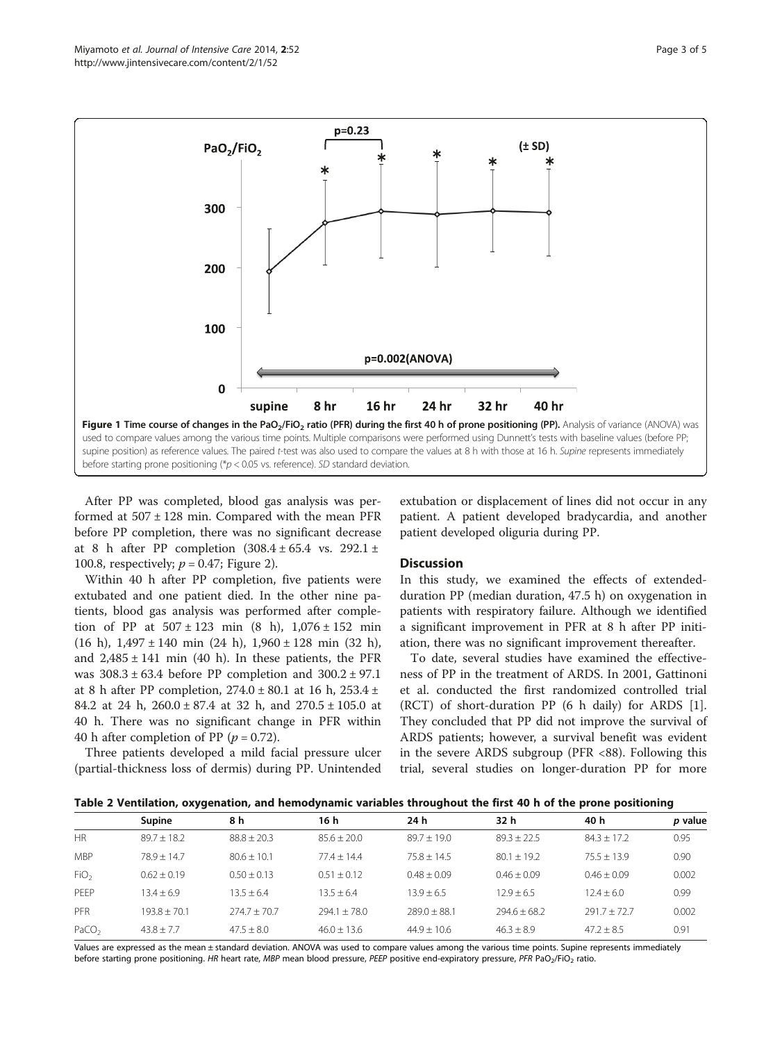Figure 1 Time course of changes in the $PaO_2/FiO_2$ ratio (PFR) during the first 40 h of prone positioning (PP). Analysis of variance (ANOVA) was used to compare values among the various time points. Multiple comparisons were performed using Dunnett's tests with baseline values (before PP; supine position) as reference values. The paired t-test was also used to compare the values at 8 h with those at 16 h. Supine represents immediately before starting prone positioning (* $p < 0.05$ vs. reference). SD standard deviation.

After PP was completed, blood gas analysis was performed at 507 ± 128 min. Compared with the mean PFR before PP completion, there was no significant decrease at 8 h after PP completion (308.4 ± 65.4 vs. 292.1 ± 100.8, respectively; $p = 0.47$; Figure 2).

Within 40 h after PP completion, five patients were extubated and one patient died. In the other nine patients, blood gas analysis was performed after completion of PP at 507 ± 123 min (8 h), 1,076 ± 152 min (16 h), 1,497 ± 140 min (24 h), 1,960 ± 128 min (32 h), and 2,485 ± 141 min (40 h). In these patients, the PFR was 308.3 ± 63.4 before PP completion and 300.2 ± 97.1 at 8 h after PP completion, 274.0 ± 80.1 at 16 h, 253.4 ± 84.2 at 24 h, 260.0 ± 87.4 at 32 h, and 270.5 ± 105.0 at 40 h. There was no significant change in PFR within 40 h after completion of PP ($p = 0.72$).

Three patients developed a mild facial pressure ulcer (partial-thickness loss of dermis) during PP. Unintended extubation or displacement of lines did not occur in any patient. A patient developed bradycardia, and another patient developed oliguria during PP.

## Discussion

In this study, we examined the effects of extended-duration PP (median duration, 47.5 h) on oxygenation in patients with respiratory failure. Although we identified a significant improvement in PFR at 8 h after PP initiation, there was no significant improvement thereafter.

To date, several studies have examined the effectiveness of PP in the treatment of ARDS. In 2001, Gattinoni et al. conducted the first randomized controlled trial (RCT) of short-duration PP (6 h daily) for ARDS [1]. They concluded that PP did not improve the survival of ARDS patients; however, a survival benefit was evident in the severe ARDS subgroup (PFR <88). Following this trial, several studies on longer-duration PP for more

**Table 2 Ventilation, oxygenation, and hemodynamic variables throughout the first 40 h of the prone positioning**

| | Supine | 8 h | 16 h | 24 h | 32 h | 40 h | *p* value |
|---|---|---|---|---|---|---|---|
| HR | 89.7 ± 18.2 | 88.8 ± 20.3 | 85.6 ± 20.0 | 89.7 ± 19.0 | 89.3 ± 22.5 | 84.3 ± 17.2 | 0.95 |
| MBP | 78.9 ± 14.7 | 80.6 ± 10.1 | 77.4 ± 14.4 | 75.8 ± 14.5 | 80.1 ± 19.2 | 75.5 ± 13.9 | 0.90 |
| $FiO_2$ | 0.62 ± 0.19 | 0.50 ± 0.13 | 0.51 ± 0.12 | 0.48 ± 0.09 | 0.46 ± 0.09 | 0.46 ± 0.09 | 0.002 |
| PEEP | 13.4 ± 6.9 | 13.5 ± 6.4 | 13.5 ± 6.4 | 13.9 ± 6.5 | 12.9 ± 6.5 | 12.4 ± 6.0 | 0.99 |
| PFR | 193.8 ± 70.1 | 274.7 ± 70.7 | 294.1 ± 78.0 | 289.0 ± 88.1 | 294.6 ± 68.2 | 291.7 ± 72.7 | 0.002 |
| $PaCO_2$ | 43.8 ± 7.7 | 47.5 ± 8.0 | 46.0 ± 13.6 | 44.9 ± 10.6 | 46.3 ± 8.9 | 47.2 ± 8.5 | 0.91 |

Values are expressed as the mean ± standard deviation. ANOVA was used to compare values among the various time points. Supine represents immediately before starting prone positioning. *HR* heart rate, *MBP* mean blood pressure, *PEEP* positive end-expiratory pressure, *PFR* $PaO_2/FiO_2$ ratio.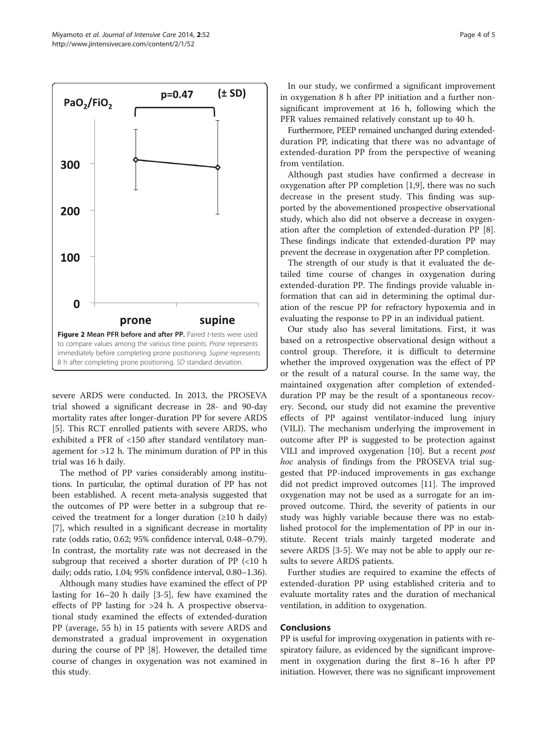Figure 2 Mean PFR before and after PP. Paired *t*-tests were used to compare values among the various time points. *Prone* represents immediately before completing prone positioning. *Supine* represents 8 h after completing prone positioning. *SD* standard deviation.

severe ARDS were conducted. In 2013, the PROSEVA trial showed a significant decrease in 28- and 90-day mortality rates after longer-duration PP for severe ARDS [5]. This RCT enrolled patients with severe ARDS, who exhibited a PFR of <150 after standard ventilatory management for >12 h. The minimum duration of PP in this trial was 16 h daily.

The method of PP varies considerably among institutions. In particular, the optimal duration of PP has not been established. A recent meta-analysis suggested that the outcomes of PP were better in a subgroup that received the treatment for a longer duration (≥10 h daily) [7], which resulted in a significant decrease in mortality rate (odds ratio, 0.62; 95% confidence interval, 0.48–0.79). In contrast, the mortality rate was not decreased in the subgroup that received a shorter duration of PP (<10 h daily; odds ratio, 1.04; 95% confidence interval, 0.80–1.36).

Although many studies have examined the effect of PP lasting for 16–20 h daily [3-5], few have examined the effects of PP lasting for >24 h. A prospective observational study examined the effects of extended-duration PP (average, 55 h) in 15 patients with severe ARDS and demonstrated a gradual improvement in oxygenation during the course of PP [8]. However, the detailed time course of changes in oxygenation was not examined in this study.

In our study, we confirmed a significant improvement in oxygenation 8 h after PP initiation and a further non-significant improvement at 16 h, following which the PFR values remained relatively constant up to 40 h.

Furthermore, PEEP remained unchanged during extended-duration PP, indicating that there was no advantage of extended-duration PP from the perspective of weaning from ventilation.

Although past studies have confirmed a decrease in oxygenation after PP completion [1,9], there was no such decrease in the present study. This finding was supported by the abovementioned prospective observational study, which also did not observe a decrease in oxygenation after the completion of extended-duration PP [8]. These findings indicate that extended-duration PP may prevent the decrease in oxygenation after PP completion.

The strength of our study is that it evaluated the detailed time course of changes in oxygenation during extended-duration PP. The findings provide valuable information that can aid in determining the optimal duration of the rescue PP for refractory hypoxemia and in evaluating the response to PP in an individual patient.

Our study also has several limitations. First, it was based on a retrospective observational design without a control group. Therefore, it is difficult to determine whether the improved oxygenation was the effect of PP or the result of a natural course. In the same way, the maintained oxygenation after completion of extended-duration PP may be the result of a spontaneous recovery. Second, our study did not examine the preventive effects of PP against ventilator-induced lung injury (VILI). The mechanism underlying the improvement in outcome after PP is suggested to be protection against VILI and improved oxygenation [10]. But a recent *post hoc* analysis of findings from the PROSEVA trial suggested that PP-induced improvements in gas exchange did not predict improved outcomes [11]. The improved oxygenation may not be used as a surrogate for an improved outcome. Third, the severity of patients in our study was highly variable because there was no established protocol for the implementation of PP in our institute. Recent trials mainly targeted moderate and severe ARDS [3-5]. We may not be able to apply our results to severe ARDS patients.

Further studies are required to examine the effects of extended-duration PP using established criteria and to evaluate mortality rates and the duration of mechanical ventilation, in addition to oxygenation.

## Conclusions

PP is useful for improving oxygenation in patients with respiratory failure, as evidenced by the significant improvement in oxygenation during the first 8–16 h after PP initiation. However, there was no significant improvement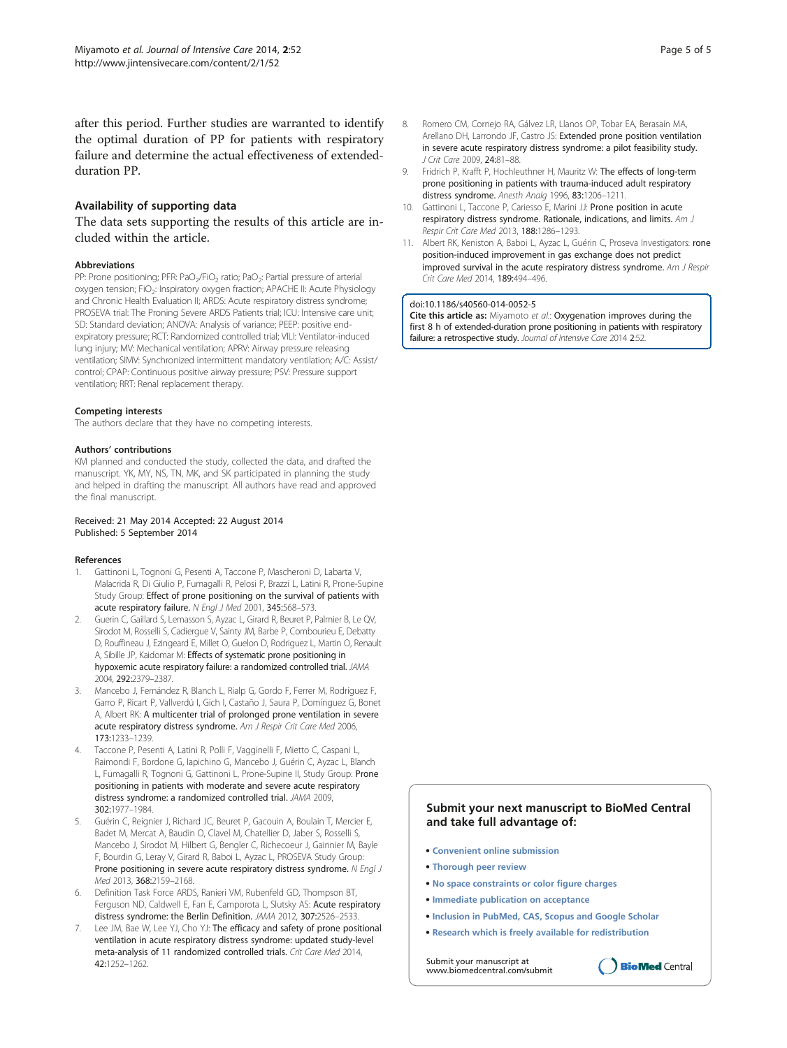after this period. Further studies are warranted to identify the optimal duration of PP for patients with respiratory failure and determine the actual effectiveness of extended-duration PP.

## Availability of supporting data

The data sets supporting the results of this article are included within the article.

### Abbreviations

PP: Prone positioning; PFR: $PaO_2/FiO_2$ ratio; $PaO_2$: Partial pressure of arterial oxygen tension; $FiO_2$: Inspiratory oxygen fraction; APACHE II: Acute Physiology and Chronic Health Evaluation II; ARDS: Acute respiratory distress syndrome; PROSEVA trial: The Proning Severe ARDS Patients trial; ICU: Intensive care unit; SD: Standard deviation; ANOVA: Analysis of variance; PEEP: positive end-expiratory pressure; RCT: Randomized controlled trial; VILI: Ventilator-induced lung injury; MV: Mechanical ventilation; APRV: Airway pressure releasing ventilation; SIMV: Synchronized intermittent mandatory ventilation; A/C: Assist/control; CPAP: Continuous positive airway pressure; PSV: Pressure support ventilation; RRT: Renal replacement therapy.

### Competing interests

The authors declare that they have no competing interests.

### Authors' contributions

KM planned and conducted the study, collected the data, and drafted the manuscript. YK, MY, NS, TN, MK, and SK participated in planning the study and helped in drafting the manuscript. All authors have read and approved the final manuscript.

Received: 21 May 2014 Accepted: 22 August 2014
Published: 5 September 2014

### References

1. Gattinoni L, Tognoni G, Pesenti A, Taccone P, Mascheroni D, Labarta V, Malacrida R, Di Giulio P, Fumagalli R, Pelosi P, Brazzi L, Latini R, Prone-Supine Study Group: **Effect of prone positioning on the survival of patients with acute respiratory failure.** *N Engl J Med* 2001, **345**:568–573.
2. Guerin C, Gaillard S, Lemasson S, Ayzac L, Girard R, Beuret P, Palmier B, Le QV, Sirodot M, Rosselli S, Cadiergue V, Sainty JM, Barbe P, Combourieu E, Debatty D, Rouffineau J, Ezingeard E, Millet O, Guelon D, Rodriguez L, Martin O, Renault A, Sibille JP, Kaidomar M: **Effects of systematic prone positioning in hypoxemic acute respiratory failure: a randomized controlled trial.** *JAMA* 2004, **292**:2379–2387.
3. Mancebo J, Fernández R, Blanch L, Rialp G, Gordo F, Ferrer M, Rodríguez F, Garro P, Ricart P, Vallverdú I, Gich I, Castaño J, Saura P, Domínguez G, Bonet A, Albert RK: **A multicenter trial of prolonged prone ventilation in severe acute respiratory distress syndrome.** *Am J Respir Crit Care Med* 2006, **173**:1233–1239.
4. Taccone P, Pesenti A, Latini R, Polli F, Vagginelli F, Mietto C, Caspani L, Raimondi F, Bordone G, Iapichino G, Mancebo J, Guérin C, Ayzac L, Blanch L, Fumagalli R, Tognoni G, Gattinoni L, Prone-Supine II, Study Group: **Prone positioning in patients with moderate and severe acute respiratory distress syndrome: a randomized controlled trial.** *JAMA* 2009, **302**:1977–1984.
5. Guérin C, Reignier J, Richard JC, Beuret P, Gacouin A, Boulain T, Mercier E, Badet M, Mercat A, Baudin O, Clavel M, Chatellier D, Jaber S, Rosselli S, Mancebo J, Sirodot M, Hilbert G, Bengler C, Richecoeur J, Gainnier M, Bayle F, Bourdin G, Leray V, Girard R, Baboi L, Ayzac L, PROSEVA Study Group: **Prone positioning in severe acute respiratory distress syndrome.** *N Engl J Med* 2013, **368**:2159–2168.
6. Definition Task Force ARDS, Ranieri VM, Rubenfeld GD, Thompson BT, Ferguson ND, Caldwell E, Fan E, Camporota L, Slutsky AS: **Acute respiratory distress syndrome: the Berlin Definition.** *JAMA* 2012, **307**:2526–2533.
7. Lee JM, Bae W, Lee YJ, Cho YJ: **The efficacy and safety of prone positional ventilation in acute respiratory distress syndrome: updated study-level meta-analysis of 11 randomized controlled trials.** *Crit Care Med* 2014, **42**:1252–1262.
8. Romero CM, Cornejo RA, Gálvez LR, Llanos OP, Tobar EA, Berasaín MA, Arellano DH, Larrondo JF, Castro JS: **Extended prone position ventilation in severe acute respiratory distress syndrome: a pilot feasibility study.** *J Crit Care* 2009, **24**:81–88.
9. Fridrich P, Krafft P, Hochleuthner H, Mauritz W: **The effects of long-term prone positioning in patients with trauma-induced adult respiratory distress syndrome.** *Anesth Analg* 1996, **83**:1206–1211.
10. Gattinoni L, Taccone P, Carlesso E, Marini JJ: **Prone position in acute respiratory distress syndrome. Rationale, indications, and limits.** *Am J Respir Crit Care Med* 2013, **188**:1286–1293.
11. Albert RK, Keniston A, Baboi L, Ayzac L, Guérin C, Proseva Investigators: **rone position-induced improvement in gas exchange does not predict improved survival in the acute respiratory distress syndrome.** *Am J Respir Crit Care Med* 2014, **189**:494–496.

doi:10.1186/s40560-014-0052-5
**Cite this article as:** Miyamoto *et al.*: Oxygenation improves during the first 8 h of extended-duration prone positioning in patients with respiratory failure: a retrospective study. *Journal of Intensive Care* 2014 **2**:52.

**Submit your next manuscript to BioMed Central and take full advantage of:**

- Convenient online submission
- Thorough peer review
- No space constraints or color figure charges
- Immediate publication on acceptance
- Inclusion in PubMed, CAS, Scopus and Google Scholar
- Research which is freely available for redistribution

Submit your manuscript at
www.biomedcentral.com/submit

BioMed Central